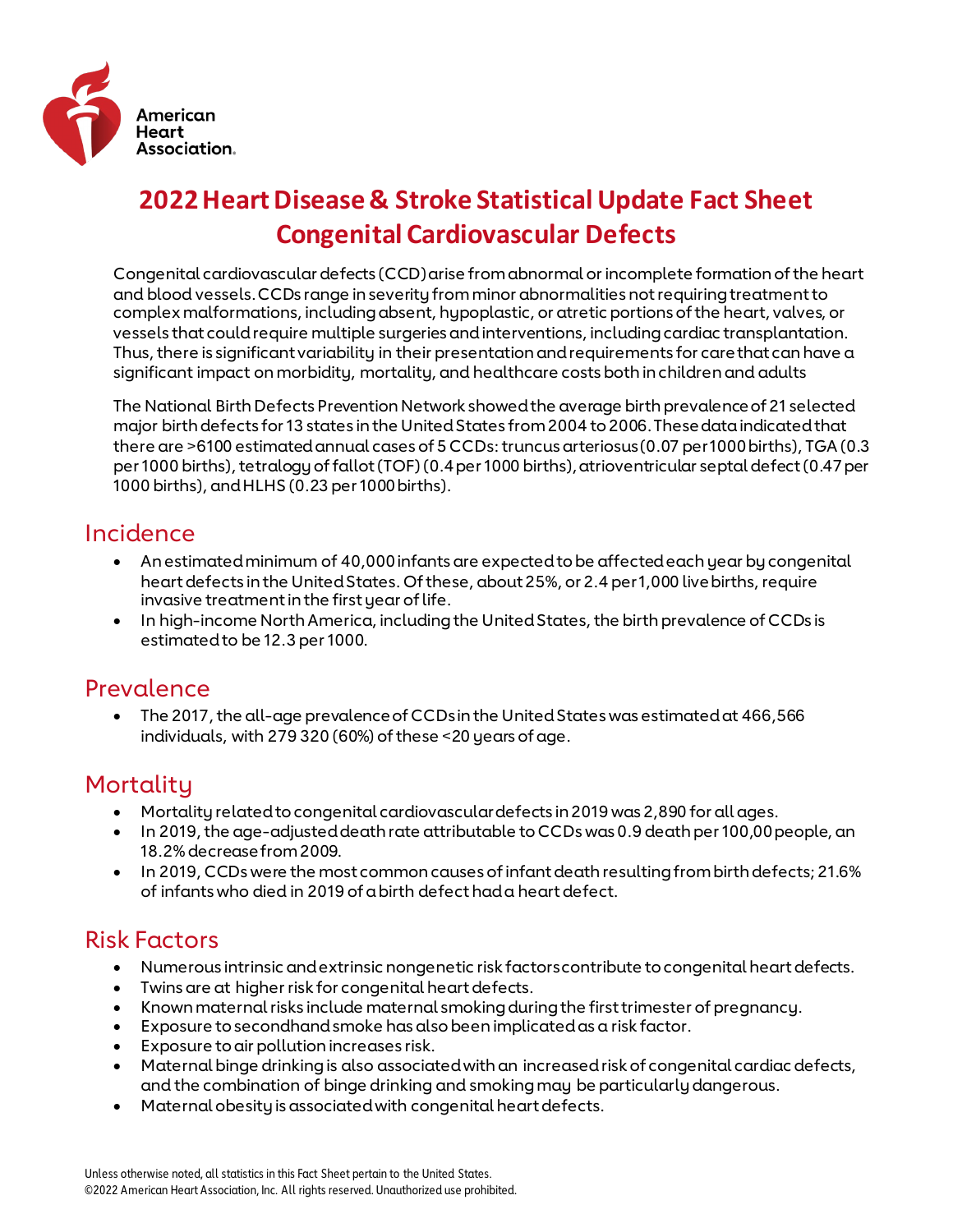American Heart Association.

# 2022 Heart Disease & Stroke Statistical Update Fact Sheet Congenital Cardiovascular Defects

Congenital cardiovascular defects (CCD) arise from abnormal or incomplete formation of the heart and blood vessels. CCDs range in severity from minor abnormalities not requiring treatment to complex malformations, including absent, hypoplastic, or atretic portions of the heart, valves, or vessels that could require multiple surgeries and interventions, including cardiac transplantation. Thus, there is significant variability in their presentation and requirements for care that can have a significant impact on morbidity, mortality, and healthcare costs both in children and adults

The National Birth Defects Prevention Network showed the average birth prevalence of 21 selected major birth defects for 13 states in the United States from 2004 to 2006. These data indicated that there are >6100 estimated annual cases of 5 CCDs: truncus arteriosus (0.07 per 1000 births), TGA (0.3 per 1000 births), tetralogy of fallot (TOF) (0.4 per 1000 births), atrioventricular septal defect (0.47 per 1000 births), and HLHS (0.23 per 1000 births).

## Incidence

- An estimated minimum of 40,000 infants are expected to be affected each year by congenital heart defects in the United States. Of these, about 25%, or 2.4 per 1,000 live births, require invasive treatment in the first year of life.
- In high-income North America, including the United States, the birth prevalence of CCDs is estimated to be 12.3 per 1000.

## Prevalence

- The 2017, the all-age prevalence of CCDs in the United States was estimated at 466,566 individuals, with 279 320 (60%) of these <20 years of age.

## Mortality

- Mortality related to congenital cardiovascular defects in 2019 was 2,890 for all ages.
- In 2019, the age-adjusted death rate attributable to CCDs was 0.9 death per 100,00 people, an 18.2% decrease from 2009.
- In 2019, CCDs were the most common causes of infant death resulting from birth defects; 21.6% of infants who died in 2019 of a birth defect had a heart defect.

## Risk Factors

- Numerous intrinsic and extrinsic nongenetic risk factors contribute to congenital heart defects.
- Twins are at higher risk for congenital heart defects.
- Known maternal risks include maternal smoking during the first trimester of pregnancy.
- Exposure to secondhand smoke has also been implicated as a risk factor.
- Exposure to air pollution increases risk.
- Maternal binge drinking is also associated with an increased risk of congenital cardiac defects, and the combination of binge drinking and smoking may be particularly dangerous.
- Maternal obesity is associated with congenital heart defects.

Unless otherwise noted, all statistics in this Fact Sheet pertain to the United States.
©2022 American Heart Association, Inc. All rights reserved. Unauthorized use prohibited.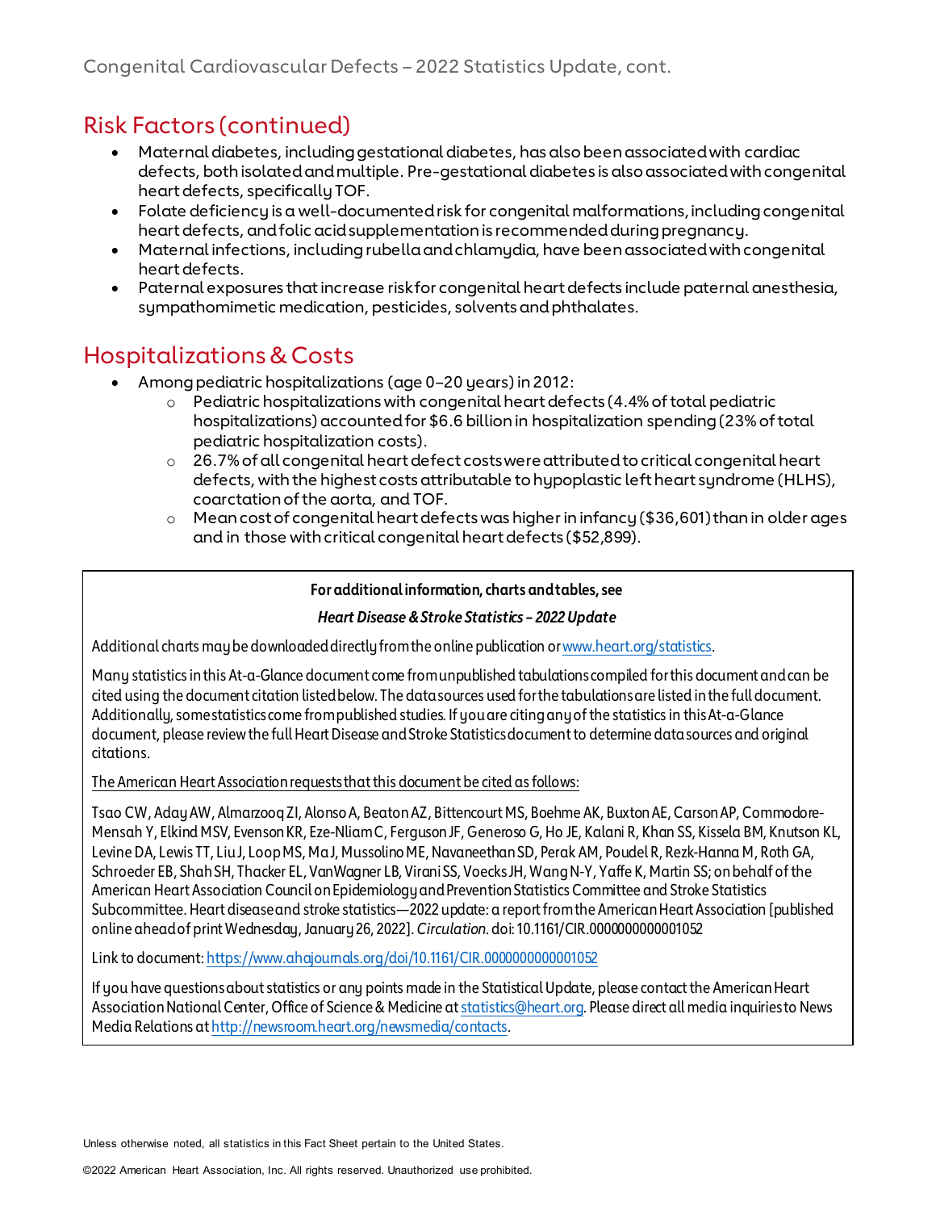## Risk Factors (continued)

- Maternal diabetes, including gestational diabetes, has also been associated with cardiac defects, both isolated and multiple. Pre-gestational diabetes is also associated with congenital heart defects, specifically TOF.
- Folate deficiency is a well-documented risk for congenital malformations, including congenital heart defects, and folic acid supplementation is recommended during pregnancy.
- Maternal infections, including rubella and chlamydia, have been associated with congenital heart defects.
- Paternal exposures that increase risk for congenital heart defects include paternal anesthesia, sympathomimetic medication, pesticides, solvents and phthalates.

## Hospitalizations & Costs

- Among pediatric hospitalizations (age 0–20 years) in 2012:
  - Pediatric hospitalizations with congenital heart defects (4.4% of total pediatric hospitalizations) accounted for $6.6 billion in hospitalization spending (23% of total pediatric hospitalization costs).
  - 26.7% of all congenital heart defect costs were attributed to critical congenital heart defects, with the highest costs attributable to hypoplastic left heart syndrome (HLHS), coarctation of the aorta, and TOF.
  - Mean cost of congenital heart defects was higher in infancy ($36,601) than in older ages and in those with critical congenital heart defects ($52,899).

**For additional information, charts and tables, see**

***Heart Disease & Stroke Statistics – 2022 Update***

Additional charts may be downloaded directly from the online publication or [www.heart.org/statistics](www.heart.org/statistics).

Many statistics in this At-a-Glance document come from unpublished tabulations compiled for this document and can be cited using the document citation listed below. The data sources used for the tabulations are listed in the full document. Additionally, some statistics come from published studies. If you are citing any of the statistics in this At-a-Glance document, please review the full Heart Disease and Stroke Statistics document to determine data sources and original citations.

The American Heart Association requests that this document be cited as follows:

Tsao CW, Aday AW, Almarzooq ZI, Alonso A, Beaton AZ, Bittencourt MS, Boehme AK, Buxton AE, Carson AP, Commodore-Mensah Y, Elkind MSV, Evenson KR, Eze-Nliam C, Ferguson JF, Generoso G, Ho JE, Kalani R, Khan SS, Kissela BM, Knutson KL, Levine DA, Lewis TT, Liu J, Loop MS, Ma J, Mussolino ME, Navaneethan SD, Perak AM, Poudel R, Rezk-Hanna M, Roth GA, Schroeder EB, Shah SH, Thacker EL, VanWagner LB, Virani SS, Voecks JH, Wang N-Y, Yaffe K, Martin SS; on behalf of the American Heart Association Council on Epidemiology and Prevention Statistics Committee and Stroke Statistics Subcommittee. Heart disease and stroke statistics—2022 update: a report from the American Heart Association [published online ahead of print Wednesday, January 26, 2022]. *Circulation*. doi: 10.1161/CIR.0000000000001052

Link to document: [https://www.ahajournals.org/doi/10.1161/CIR.0000000000001052](https://www.ahajournals.org/doi/10.1161/CIR.0000000000001052)

If you have questions about statistics or any points made in the Statistical Update, please contact the American Heart Association National Center, Office of Science & Medicine at statistics@heart.org. Please direct all media inquiries to News Media Relations at [http://newsroom.heart.org/newsmedia/contacts](http://newsroom.heart.org/newsmedia/contacts).

Unless otherwise noted, all statistics in this Fact Sheet pertain to the United States.

©2022 American Heart Association, Inc. All rights reserved. Unauthorized use prohibited.